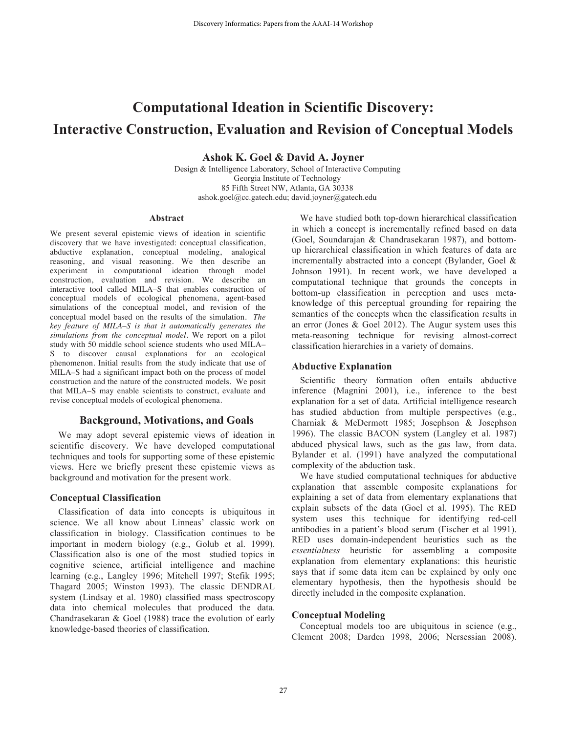# Computational Ideation in Scientific Discovery: Interactive Construction, Evaluation and Revision of Conceptual Models

**Ashok K. Goel & David A. Joyner**

Design & Intelligence Laboratory, School of Interactive Computing
Georgia Institute of Technology
85 Fifth Street NW, Atlanta, GA 30338
ashok.goel@cc.gatech.edu; david.joyner@gatech.edu

### Abstract

We present several epistemic views of ideation in scientific discovery that we have investigated: conceptual classification, abductive explanation, conceptual modeling, analogical reasoning, and visual reasoning. We then describe an experiment in computational ideation through model construction, evaluation and revision. We describe an interactive tool called MILA–S that enables construction of conceptual models of ecological phenomena, agent-based simulations of the conceptual model, and revision of the conceptual model based on the results of the simulation. *The key feature of MILA–S is that it automatically generates the simulations from the conceptual model*. We report on a pilot study with 50 middle school science students who used MILA–S to discover causal explanations for an ecological phenomenon. Initial results from the study indicate that use of MILA–S had a significant impact both on the process of model construction and the nature of the constructed models. We posit that MILA–S may enable scientists to construct, evaluate and revise conceptual models of ecological phenomena.

## Background, Motivations, and Goals

We may adopt several epistemic views of ideation in scientific discovery. We have developed computational techniques and tools for supporting some of these epistemic views. Here we briefly present these epistemic views as background and motivation for the present work.

### Conceptual Classification

Classification of data into concepts is ubiquitous in science. We all know about Linneas' classic work on classification in biology. Classification continues to be important in modern biology (e.g., Golub et al. 1999). Classification also is one of the most studied topics in cognitive science, artificial intelligence and machine learning (e.g., Langley 1996; Mitchell 1997; Stefik 1995; Thagard 2005; Winston 1993). The classic DENDRAL system (Lindsay et al. 1980) classified mass spectroscopy data into chemical molecules that produced the data. Chandrasekaran & Goel (1988) trace the evolution of early knowledge-based theories of classification.

We have studied both top-down hierarchical classification in which a concept is incrementally refined based on data (Goel, Soundarajan & Chandrasekaran 1987), and bottom-up hierarchical classification in which features of data are incrementally abstracted into a concept (Bylander, Goel & Johnson 1991). In recent work, we have developed a computational technique that grounds the concepts in bottom-up classification in perception and uses meta-knowledge of this perceptual grounding for repairing the semantics of the concepts when the classification results in an error (Jones & Goel 2012). The Augur system uses this meta-reasoning technique for revising almost-correct classification hierarchies in a variety of domains.

### Abductive Explanation

Scientific theory formation often entails abductive inference (Magnini 2001), i.e., inference to the best explanation for a set of data. Artificial intelligence research has studied abduction from multiple perspectives (e.g., Charniak & McDermott 1985; Josephson & Josephson 1996). The classic BACON system (Langley et al. 1987) abduced physical laws, such as the gas law, from data. Bylander et al. (1991) have analyzed the computational complexity of the abduction task.

We have studied computational techniques for abductive explanation that assemble composite explanations for explaining a set of data from elementary explanations that explain subsets of the data (Goel et al. 1995). The RED system uses this technique for identifying red-cell antibodies in a patient's blood serum (Fischer et al 1991). RED uses domain-independent heuristics such as the *essentialness* heuristic for assembling a composite explanation from elementary explanations: this heuristic says that if some data item can be explained by only one elementary hypothesis, then the hypothesis should be directly included in the composite explanation.

### Conceptual Modeling

Conceptual models too are ubiquitous in science (e.g., Clement 2008; Darden 1998, 2006; Nersessian 2008).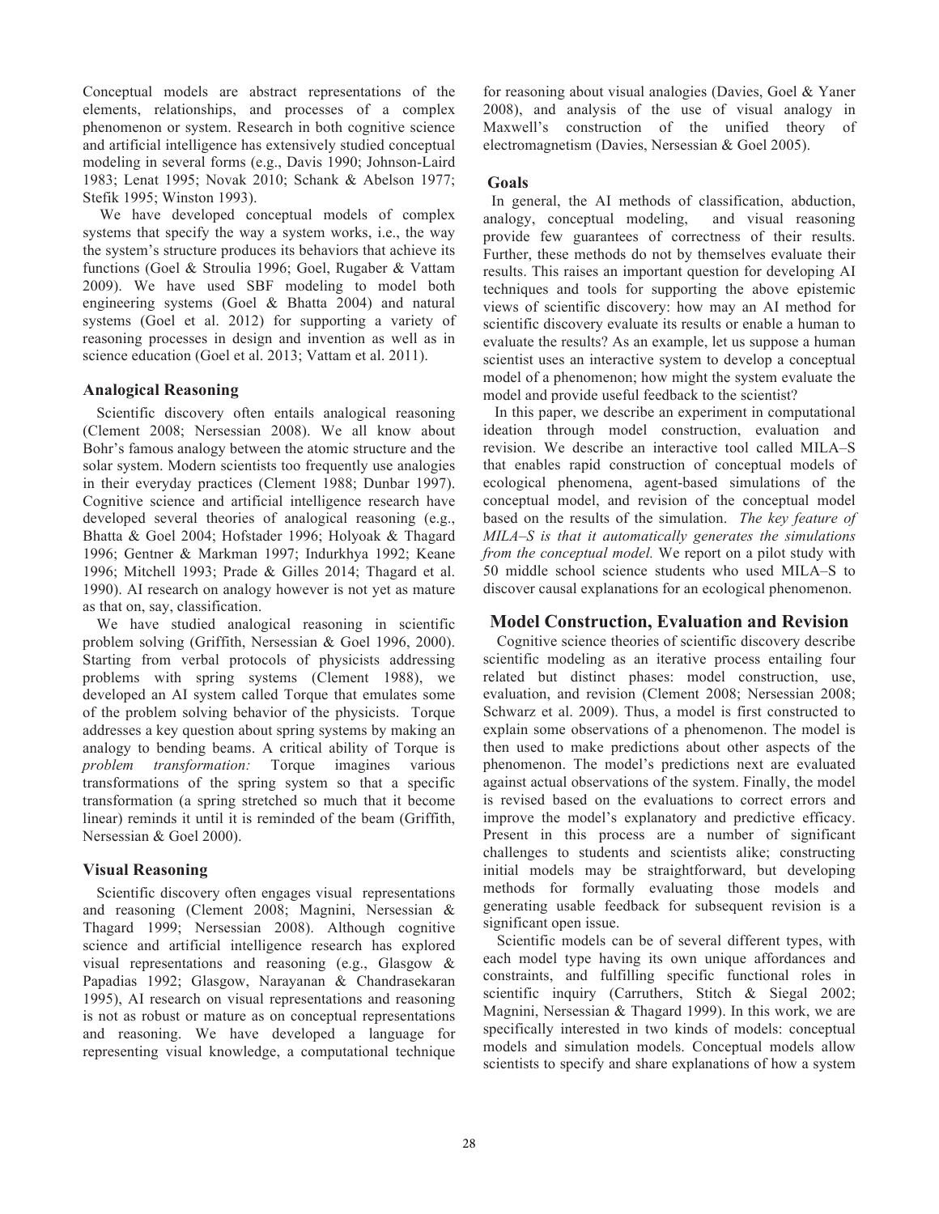Conceptual models are abstract representations of the elements, relationships, and processes of a complex phenomenon or system. Research in both cognitive science and artificial intelligence has extensively studied conceptual modeling in several forms (e.g., Davis 1990; Johnson-Laird 1983; Lenat 1995; Novak 2010; Schank & Abelson 1977; Stefik 1995; Winston 1993).

We have developed conceptual models of complex systems that specify the way a system works, i.e., the way the system's structure produces its behaviors that achieve its functions (Goel & Stroulia 1996; Goel, Rugaber & Vattam 2009). We have used SBF modeling to model both engineering systems (Goel & Bhatta 2004) and natural systems (Goel et al. 2012) for supporting a variety of reasoning processes in design and invention as well as in science education (Goel et al. 2013; Vattam et al. 2011).

### Analogical Reasoning

Scientific discovery often entails analogical reasoning (Clement 2008; Nersessian 2008). We all know about Bohr's famous analogy between the atomic structure and the solar system. Modern scientists too frequently use analogies in their everyday practices (Clement 1988; Dunbar 1997). Cognitive science and artificial intelligence research have developed several theories of analogical reasoning (e.g., Bhatta & Goel 2004; Hofstader 1996; Holyoak & Thagard 1996; Gentner & Markman 1997; Indurkhya 1992; Keane 1996; Mitchell 1993; Prade & Gilles 2014; Thagard et al. 1990). AI research on analogy however is not yet as mature as that on, say, classification.

We have studied analogical reasoning in scientific problem solving (Griffith, Nersessian & Goel 1996, 2000). Starting from verbal protocols of physicists addressing problems with spring systems (Clement 1988), we developed an AI system called Torque that emulates some of the problem solving behavior of the physicists. Torque addresses a key question about spring systems by making an analogy to bending beams. A critical ability of Torque is *problem transformation:* Torque imagines various transformations of the spring system so that a specific transformation (a spring stretched so much that it become linear) reminds it until it is reminded of the beam (Griffith, Nersessian & Goel 2000).

### Visual Reasoning

Scientific discovery often engages visual representations and reasoning (Clement 2008; Magnini, Nersessian & Thagard 1999; Nersessian 2008). Although cognitive science and artificial intelligence research has explored visual representations and reasoning (e.g., Glasgow & Papadias 1992; Glasgow, Narayanan & Chandrasekaran 1995), AI research on visual representations and reasoning is not as robust or mature as on conceptual representations and reasoning. We have developed a language for representing visual knowledge, a computational technique for reasoning about visual analogies (Davies, Goel & Yaner 2008), and analysis of the use of visual analogy in Maxwell's construction of the unified theory of electromagnetism (Davies, Nersessian & Goel 2005).

### Goals

In general, the AI methods of classification, abduction, analogy, conceptual modeling, and visual reasoning provide few guarantees of correctness of their results. Further, these methods do not by themselves evaluate their results. This raises an important question for developing AI techniques and tools for supporting the above epistemic views of scientific discovery: how may an AI method for scientific discovery evaluate its results or enable a human to evaluate the results? As an example, let us suppose a human scientist uses an interactive system to develop a conceptual model of a phenomenon; how might the system evaluate the model and provide useful feedback to the scientist?

In this paper, we describe an experiment in computational ideation through model construction, evaluation and revision. We describe an interactive tool called MILA–S that enables rapid construction of conceptual models of ecological phenomena, agent-based simulations of the conceptual model, and revision of the conceptual model based on the results of the simulation. *The key feature of MILA–S is that it automatically generates the simulations from the conceptual model.* We report on a pilot study with 50 middle school science students who used MILA–S to discover causal explanations for an ecological phenomenon.

## Model Construction, Evaluation and Revision

Cognitive science theories of scientific discovery describe scientific modeling as an iterative process entailing four related but distinct phases: model construction, use, evaluation, and revision (Clement 2008; Nersessian 2008; Schwarz et al. 2009). Thus, a model is first constructed to explain some observations of a phenomenon. The model is then used to make predictions about other aspects of the phenomenon. The model's predictions next are evaluated against actual observations of the system. Finally, the model is revised based on the evaluations to correct errors and improve the model's explanatory and predictive efficacy. Present in this process are a number of significant challenges to students and scientists alike; constructing initial models may be straightforward, but developing methods for formally evaluating those models and generating usable feedback for subsequent revision is a significant open issue.

Scientific models can be of several different types, with each model type having its own unique affordances and constraints, and fulfilling specific functional roles in scientific inquiry (Carruthers, Stitch & Siegal 2002; Magnini, Nersessian & Thagard 1999). In this work, we are specifically interested in two kinds of models: conceptual models and simulation models. Conceptual models allow scientists to specify and share explanations of how a system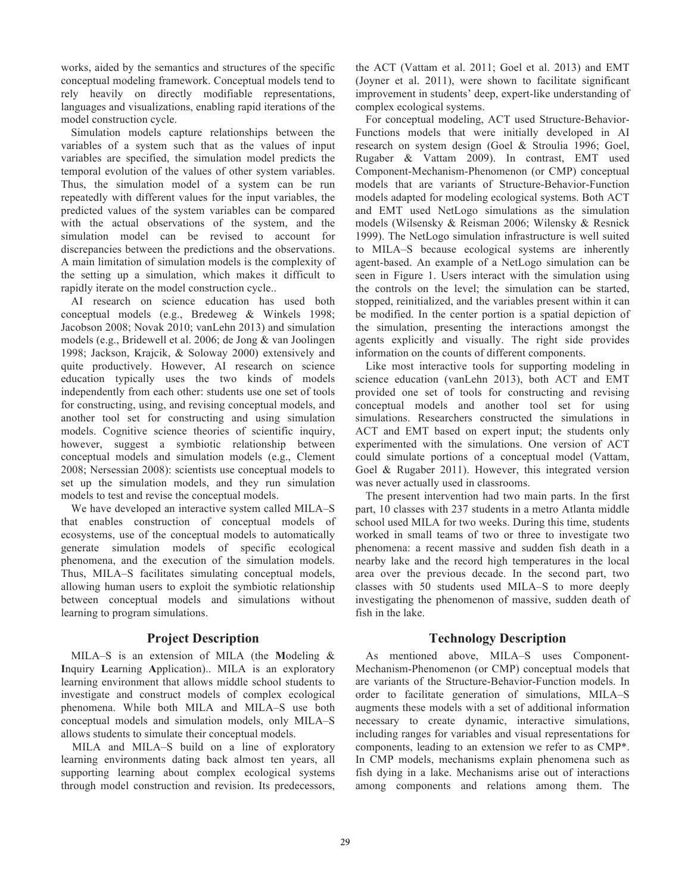works, aided by the semantics and structures of the specific conceptual modeling framework. Conceptual models tend to rely heavily on directly modifiable representations, languages and visualizations, enabling rapid iterations of the model construction cycle.

Simulation models capture relationships between the variables of a system such that as the values of input variables are specified, the simulation model predicts the temporal evolution of the values of other system variables. Thus, the simulation model of a system can be run repeatedly with different values for the input variables, the predicted values of the system variables can be compared with the actual observations of the system, and the simulation model can be revised to account for discrepancies between the predictions and the observations. A main limitation of simulation models is the complexity of the setting up a simulation, which makes it difficult to rapidly iterate on the model construction cycle..

AI research on science education has used both conceptual models (e.g., Bredeweg & Winkels 1998; Jacobson 2008; Novak 2010; vanLehn 2013) and simulation models (e.g., Bridewell et al. 2006; de Jong & van Joolingen 1998; Jackson, Krajcik, & Soloway 2000) extensively and quite productively. However, AI research on science education typically uses the two kinds of models independently from each other: students use one set of tools for constructing, using, and revising conceptual models, and another tool set for constructing and using simulation models. Cognitive science theories of scientific inquiry, however, suggest a symbiotic relationship between conceptual models and simulation models (e.g., Clement 2008; Nersessian 2008): scientists use conceptual models to set up the simulation models, and they run simulation models to test and revise the conceptual models.

We have developed an interactive system called MILA–S that enables construction of conceptual models of ecosystems, use of the conceptual models to automatically generate simulation models of specific ecological phenomena, and the execution of the simulation models. Thus, MILA–S facilitates simulating conceptual models, allowing human users to exploit the symbiotic relationship between conceptual models and simulations without learning to program simulations.

## Project Description

MILA–S is an extension of MILA (the **M**odeling & **I**nquiry **L**earning **A**pplication).. MILA is an exploratory learning environment that allows middle school students to investigate and construct models of complex ecological phenomena. While both MILA and MILA–S use both conceptual models and simulation models, only MILA–S allows students to simulate their conceptual models.

MILA and MILA–S build on a line of exploratory learning environments dating back almost ten years, all supporting learning about complex ecological systems through model construction and revision. Its predecessors, the ACT (Vattam et al. 2011; Goel et al. 2013) and EMT (Joyner et al. 2011), were shown to facilitate significant improvement in students' deep, expert-like understanding of complex ecological systems.

For conceptual modeling, ACT used Structure-Behavior-Functions models that were initially developed in AI research on system design (Goel & Stroulia 1996; Goel, Rugaber & Vattam 2009). In contrast, EMT used Component-Mechanism-Phenomenon (or CMP) conceptual models that are variants of Structure-Behavior-Function models adapted for modeling ecological systems. Both ACT and EMT used NetLogo simulations as the simulation models (Wilsensky & Reisman 2006; Wilensky & Resnick 1999). The NetLogo simulation infrastructure is well suited to MILA–S because ecological systems are inherently agent-based. An example of a NetLogo simulation can be seen in Figure 1. Users interact with the simulation using the controls on the level; the simulation can be started, stopped, reinitialized, and the variables present within it can be modified. In the center portion is a spatial depiction of the simulation, presenting the interactions amongst the agents explicitly and visually. The right side provides information on the counts of different components.

Like most interactive tools for supporting modeling in science education (vanLehn 2013), both ACT and EMT provided one set of tools for constructing and revising conceptual models and another tool set for using simulations. Researchers constructed the simulations in ACT and EMT based on expert input; the students only experimented with the simulations. One version of ACT could simulate portions of a conceptual model (Vattam, Goel & Rugaber 2011). However, this integrated version was never actually used in classrooms.

The present intervention had two main parts. In the first part, 10 classes with 237 students in a metro Atlanta middle school used MILA for two weeks. During this time, students worked in small teams of two or three to investigate two phenomena: a recent massive and sudden fish death in a nearby lake and the record high temperatures in the local area over the previous decade. In the second part, two classes with 50 students used MILA–S to more deeply investigating the phenomenon of massive, sudden death of fish in the lake.

## Technology Description

As mentioned above, MILA–S uses Component-Mechanism-Phenomenon (or CMP) conceptual models that are variants of the Structure-Behavior-Function models. In order to facilitate generation of simulations, MILA–S augments these models with a set of additional information necessary to create dynamic, interactive simulations, including ranges for variables and visual representations for components, leading to an extension we refer to as CMP*. In CMP models, mechanisms explain phenomena such as fish dying in a lake. Mechanisms arise out of interactions among components and relations among them. The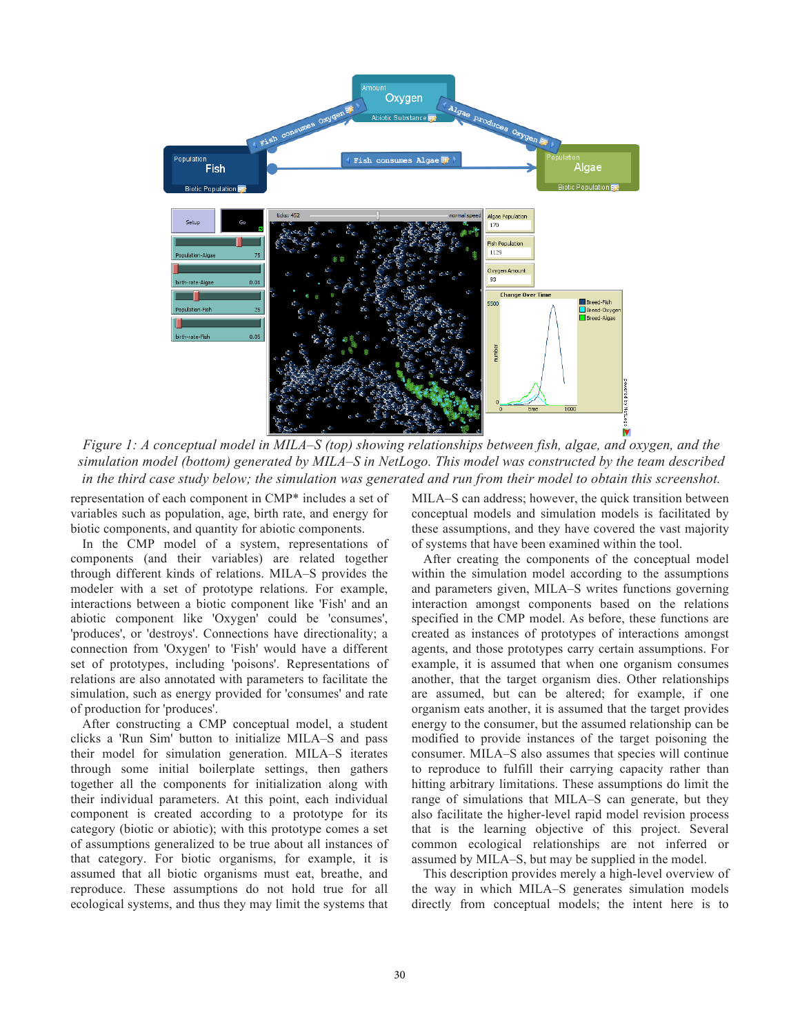*Figure 1: A conceptual model in MILA–S (top) showing relationships between fish, algae, and oxygen, and the simulation model (bottom) generated by MILA–S in NetLogo. This model was constructed by the team described in the third case study below; the simulation was generated and run from their model to obtain this screenshot.*

representation of each component in CMP* includes a set of variables such as population, age, birth rate, and energy for biotic components, and quantity for abiotic components.

In the CMP model of a system, representations of components (and their variables) are related together through different kinds of relations. MILA–S provides the modeler with a set of prototype relations. For example, interactions between a biotic component like 'Fish' and an abiotic component like 'Oxygen' could be 'consumes', 'produces', or 'destroys'. Connections have directionality; a connection from 'Oxygen' to 'Fish' would have a different set of prototypes, including 'poisons'. Representations of relations are also annotated with parameters to facilitate the simulation, such as energy provided for 'consumes' and rate of production for 'produces'.

After constructing a CMP conceptual model, a student clicks a 'Run Sim' button to initialize MILA–S and pass their model for simulation generation. MILA–S iterates through some initial boilerplate settings, then gathers together all the components for initialization along with their individual parameters. At this point, each individual component is created according to a prototype for its category (biotic or abiotic); with this prototype comes a set of assumptions generalized to be true about all instances of that category. For biotic organisms, for example, it is assumed that all biotic organisms must eat, breathe, and reproduce. These assumptions do not hold true for all ecological systems, and thus they may limit the systems that MILA–S can address; however, the quick transition between conceptual models and simulation models is facilitated by these assumptions, and they have covered the vast majority of systems that have been examined within the tool.

After creating the components of the conceptual model within the simulation model according to the assumptions and parameters given, MILA–S writes functions governing interaction amongst components based on the relations specified in the CMP model. As before, these functions are created as instances of prototypes of interactions amongst agents, and those prototypes carry certain assumptions. For example, it is assumed that when one organism consumes another, that the target organism dies. Other relationships are assumed, but can be altered; for example, if one organism eats another, it is assumed that the target provides energy to the consumer, but the assumed relationship can be modified to provide instances of the target poisoning the consumer. MILA–S also assumes that species will continue to reproduce to fulfill their carrying capacity rather than hitting arbitrary limitations. These assumptions do limit the range of simulations that MILA–S can generate, but they also facilitate the higher-level rapid model revision process that is the learning objective of this project. Several common ecological relationships are not inferred or assumed by MILA–S, but may be supplied in the model.

This description provides merely a high-level overview of the way in which MILA–S generates simulation models directly from conceptual models; the intent here is to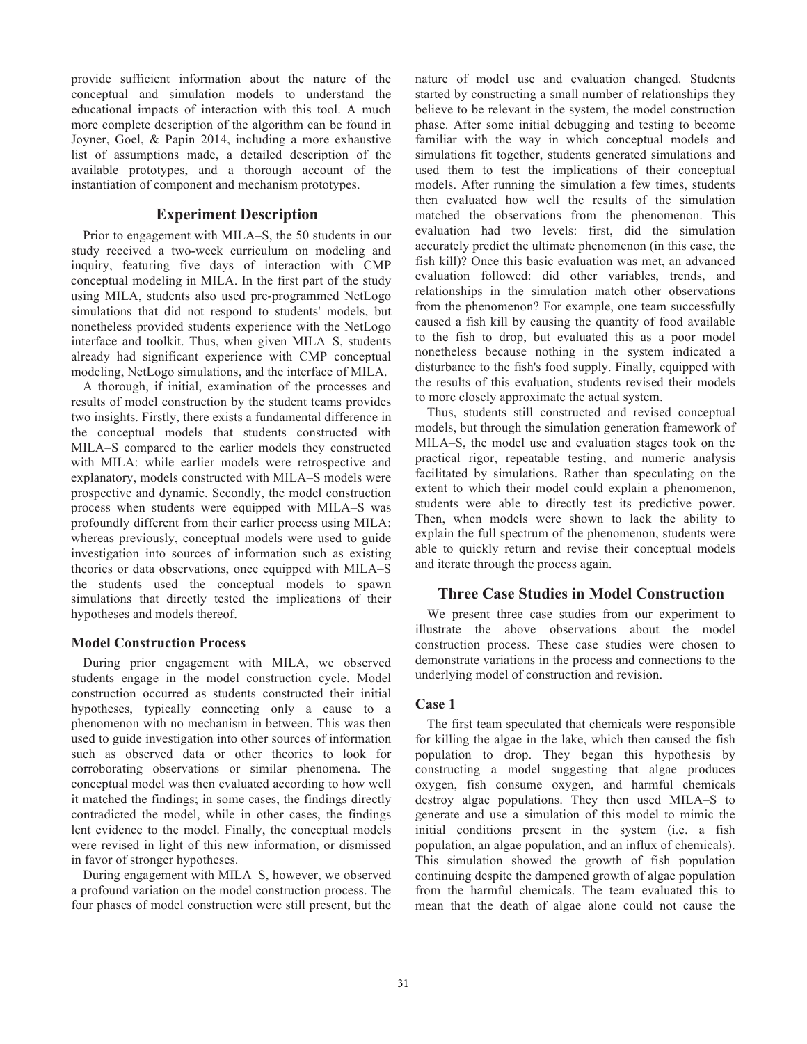provide sufficient information about the nature of the conceptual and simulation models to understand the educational impacts of interaction with this tool. A much more complete description of the algorithm can be found in Joyner, Goel, & Papin 2014, including a more exhaustive list of assumptions made, a detailed description of the available prototypes, and a thorough account of the instantiation of component and mechanism prototypes.

## Experiment Description

Prior to engagement with MILA–S, the 50 students in our study received a two-week curriculum on modeling and inquiry, featuring five days of interaction with CMP conceptual modeling in MILA. In the first part of the study using MILA, students also used pre-programmed NetLogo simulations that did not respond to students' models, but nonetheless provided students experience with the NetLogo interface and toolkit. Thus, when given MILA–S, students already had significant experience with CMP conceptual modeling, NetLogo simulations, and the interface of MILA.

A thorough, if initial, examination of the processes and results of model construction by the student teams provides two insights. Firstly, there exists a fundamental difference in the conceptual models that students constructed with MILA–S compared to the earlier models they constructed with MILA: while earlier models were retrospective and explanatory, models constructed with MILA–S models were prospective and dynamic. Secondly, the model construction process when students were equipped with MILA–S was profoundly different from their earlier process using MILA: whereas previously, conceptual models were used to guide investigation into sources of information such as existing theories or data observations, once equipped with MILA–S the students used the conceptual models to spawn simulations that directly tested the implications of their hypotheses and models thereof.

### Model Construction Process

During prior engagement with MILA, we observed students engage in the model construction cycle. Model construction occurred as students constructed their initial hypotheses, typically connecting only a cause to a phenomenon with no mechanism in between. This was then used to guide investigation into other sources of information such as observed data or other theories to look for corroborating observations or similar phenomena. The conceptual model was then evaluated according to how well it matched the findings; in some cases, the findings directly contradicted the model, while in other cases, the findings lent evidence to the model. Finally, the conceptual models were revised in light of this new information, or dismissed in favor of stronger hypotheses.

During engagement with MILA–S, however, we observed a profound variation on the model construction process. The four phases of model construction were still present, but the nature of model use and evaluation changed. Students started by constructing a small number of relationships they believe to be relevant in the system, the model construction phase. After some initial debugging and testing to become familiar with the way in which conceptual models and simulations fit together, students generated simulations and used them to test the implications of their conceptual models. After running the simulation a few times, students then evaluated how well the results of the simulation matched the observations from the phenomenon. This evaluation had two levels: first, did the simulation accurately predict the ultimate phenomenon (in this case, the fish kill)? Once this basic evaluation was met, an advanced evaluation followed: did other variables, trends, and relationships in the simulation match other observations from the phenomenon? For example, one team successfully caused a fish kill by causing the quantity of food available to the fish to drop, but evaluated this as a poor model nonetheless because nothing in the system indicated a disturbance to the fish's food supply. Finally, equipped with the results of this evaluation, students revised their models to more closely approximate the actual system.

Thus, students still constructed and revised conceptual models, but through the simulation generation framework of MILA–S, the model use and evaluation stages took on the practical rigor, repeatable testing, and numeric analysis facilitated by simulations. Rather than speculating on the extent to which their model could explain a phenomenon, students were able to directly test its predictive power. Then, when models were shown to lack the ability to explain the full spectrum of the phenomenon, students were able to quickly return and revise their conceptual models and iterate through the process again.

## Three Case Studies in Model Construction

We present three case studies from our experiment to illustrate the above observations about the model construction process. These case studies were chosen to demonstrate variations in the process and connections to the underlying model of construction and revision.

### Case 1

The first team speculated that chemicals were responsible for killing the algae in the lake, which then caused the fish population to drop. They began this hypothesis by constructing a model suggesting that algae produces oxygen, fish consume oxygen, and harmful chemicals destroy algae populations. They then used MILA–S to generate and use a simulation of this model to mimic the initial conditions present in the system (i.e. a fish population, an algae population, and an influx of chemicals). This simulation showed the growth of fish population continuing despite the dampened growth of algae population from the harmful chemicals. The team evaluated this to mean that the death of algae alone could not cause the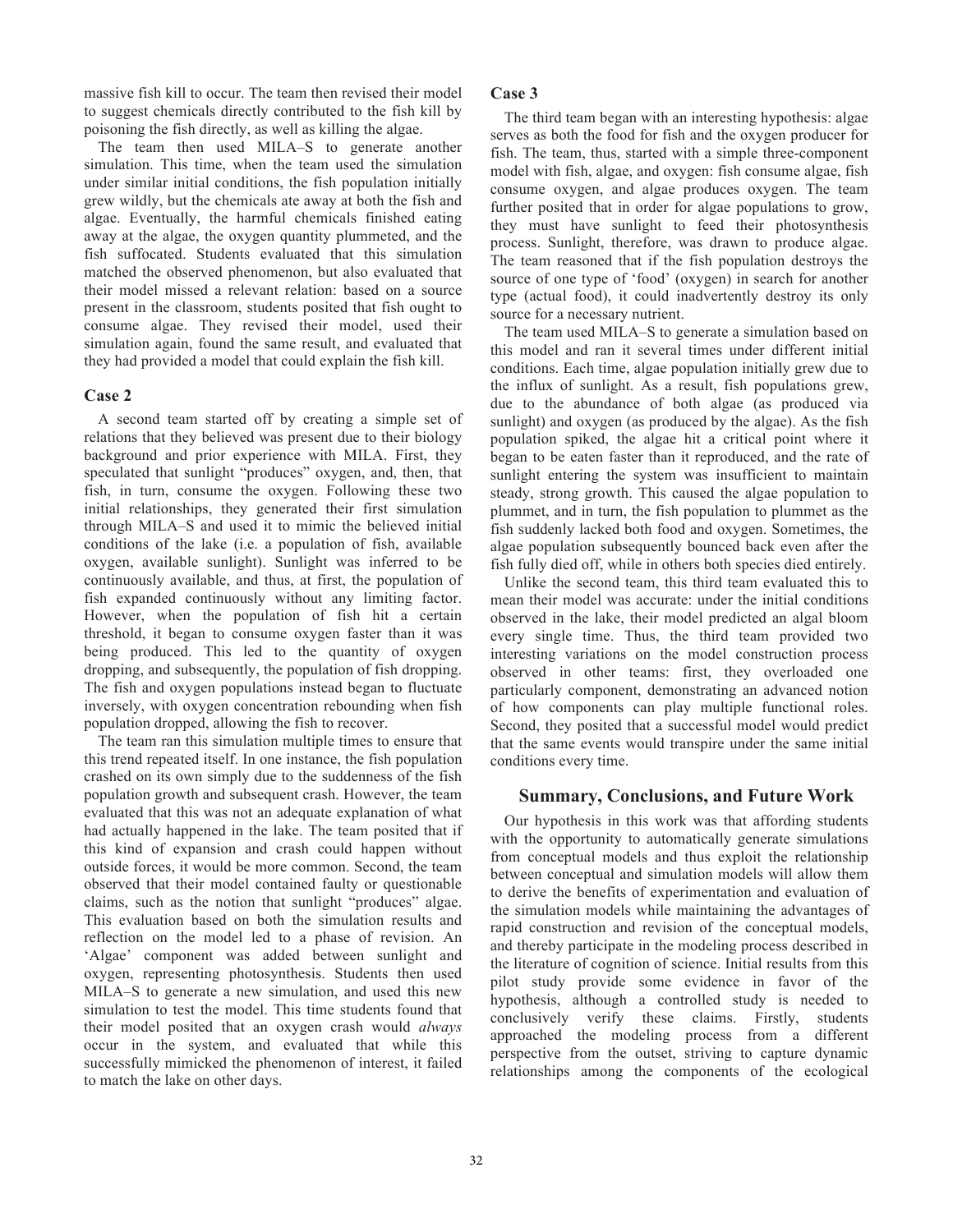massive fish kill to occur. The team then revised their model to suggest chemicals directly contributed to the fish kill by poisoning the fish directly, as well as killing the algae.

The team then used MILA–S to generate another simulation. This time, when the team used the simulation under similar initial conditions, the fish population initially grew wildly, but the chemicals ate away at both the fish and algae. Eventually, the harmful chemicals finished eating away at the algae, the oxygen quantity plummeted, and the fish suffocated. Students evaluated that this simulation matched the observed phenomenon, but also evaluated that their model missed a relevant relation: based on a source present in the classroom, students posited that fish ought to consume algae. They revised their model, used their simulation again, found the same result, and evaluated that they had provided a model that could explain the fish kill.

### Case 2

A second team started off by creating a simple set of relations that they believed was present due to their biology background and prior experience with MILA. First, they speculated that sunlight "produces" oxygen, and, then, that fish, in turn, consume the oxygen. Following these two initial relationships, they generated their first simulation through MILA–S and used it to mimic the believed initial conditions of the lake (i.e. a population of fish, available oxygen, available sunlight). Sunlight was inferred to be continuously available, and thus, at first, the population of fish expanded continuously without any limiting factor. However, when the population of fish hit a certain threshold, it began to consume oxygen faster than it was being produced. This led to the quantity of oxygen dropping, and subsequently, the population of fish dropping. The fish and oxygen populations instead began to fluctuate inversely, with oxygen concentration rebounding when fish population dropped, allowing the fish to recover.

The team ran this simulation multiple times to ensure that this trend repeated itself. In one instance, the fish population crashed on its own simply due to the suddenness of the fish population growth and subsequent crash. However, the team evaluated that this was not an adequate explanation of what had actually happened in the lake. The team posited that if this kind of expansion and crash could happen without outside forces, it would be more common. Second, the team observed that their model contained faulty or questionable claims, such as the notion that sunlight "produces" algae. This evaluation based on both the simulation results and reflection on the model led to a phase of revision. An 'Algae' component was added between sunlight and oxygen, representing photosynthesis. Students then used MILA–S to generate a new simulation, and used this new simulation to test the model. This time students found that their model posited that an oxygen crash would *always* occur in the system, and evaluated that while this successfully mimicked the phenomenon of interest, it failed to match the lake on other days.

### Case 3

The third team began with an interesting hypothesis: algae serves as both the food for fish and the oxygen producer for fish. The team, thus, started with a simple three-component model with fish, algae, and oxygen: fish consume algae, fish consume oxygen, and algae produces oxygen. The team further posited that in order for algae populations to grow, they must have sunlight to feed their photosynthesis process. Sunlight, therefore, was drawn to produce algae. The team reasoned that if the fish population destroys the source of one type of 'food' (oxygen) in search for another type (actual food), it could inadvertently destroy its only source for a necessary nutrient.

The team used MILA–S to generate a simulation based on this model and ran it several times under different initial conditions. Each time, algae population initially grew due to the influx of sunlight. As a result, fish populations grew, due to the abundance of both algae (as produced via sunlight) and oxygen (as produced by the algae). As the fish population spiked, the algae hit a critical point where it began to be eaten faster than it reproduced, and the rate of sunlight entering the system was insufficient to maintain steady, strong growth. This caused the algae population to plummet, and in turn, the fish population to plummet as the fish suddenly lacked both food and oxygen. Sometimes, the algae population subsequently bounced back even after the fish fully died off, while in others both species died entirely.

Unlike the second team, this third team evaluated this to mean their model was accurate: under the initial conditions observed in the lake, their model predicted an algal bloom every single time. Thus, the third team provided two interesting variations on the model construction process observed in other teams: first, they overloaded one particularly component, demonstrating an advanced notion of how components can play multiple functional roles. Second, they posited that a successful model would predict that the same events would transpire under the same initial conditions every time.

## Summary, Conclusions, and Future Work

Our hypothesis in this work was that affording students with the opportunity to automatically generate simulations from conceptual models and thus exploit the relationship between conceptual and simulation models will allow them to derive the benefits of experimentation and evaluation of the simulation models while maintaining the advantages of rapid construction and revision of the conceptual models, and thereby participate in the modeling process described in the literature of cognition of science. Initial results from this pilot study provide some evidence in favor of the hypothesis, although a controlled study is needed to conclusively verify these claims. Firstly, students approached the modeling process from a different perspective from the outset, striving to capture dynamic relationships among the components of the ecological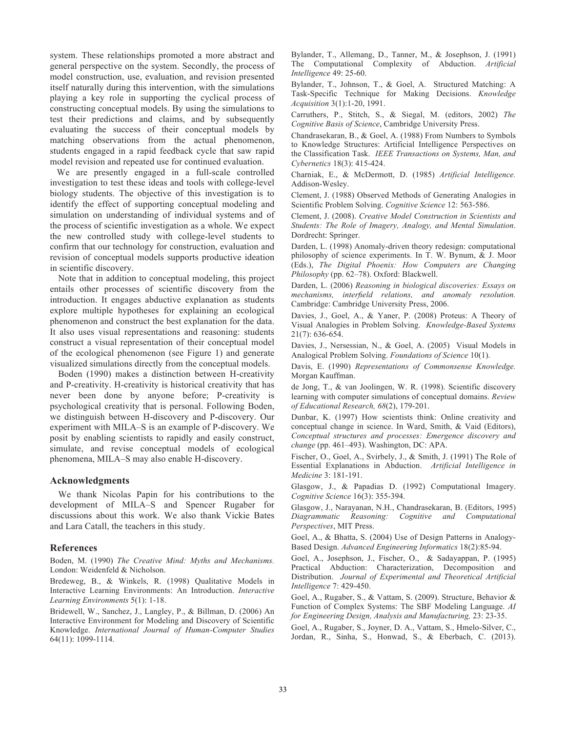system. These relationships promoted a more abstract and general perspective on the system. Secondly, the process of model construction, use, evaluation, and revision presented itself naturally during this intervention, with the simulations playing a key role in supporting the cyclical process of constructing conceptual models. By using the simulations to test their predictions and claims, and by subsequently evaluating the success of their conceptual models by matching observations from the actual phenomenon, students engaged in a rapid feedback cycle that saw rapid model revision and repeated use for continued evaluation.

We are presently engaged in a full-scale controlled investigation to test these ideas and tools with college-level biology students. The objective of this investigation is to identify the effect of supporting conceptual modeling and simulation on understanding of individual systems and of the process of scientific investigation as a whole. We expect the new controlled study with college-level students to confirm that our technology for construction, evaluation and revision of conceptual models supports productive ideation in scientific discovery.

Note that in addition to conceptual modeling, this project entails other processes of scientific discovery from the introduction. It engages abductive explanation as students explore multiple hypotheses for explaining an ecological phenomenon and construct the best explanation for the data. It also uses visual representations and reasoning: students construct a visual representation of their conceptual model of the ecological phenomenon (see Figure 1) and generate visualized simulations directly from the conceptual models.

Boden (1990) makes a distinction between H-creativity and P-creativity. H-creativity is historical creativity that has never been done by anyone before; P-creativity is psychological creativity that is personal. Following Boden, we distinguish between H-discovery and P-discovery. Our experiment with MILA–S is an example of P-discovery. We posit by enabling scientists to rapidly and easily construct, simulate, and revise conceptual models of ecological phenomena, MILA–S may also enable H-discovery.

## Acknowledgments

We thank Nicolas Papin for his contributions to the development of MILA–S and Spencer Rugaber for discussions about this work. We also thank Vickie Bates and Lara Catall, the teachers in this study.

## References

Boden, M. (1990) *The Creative Mind: Myths and Mechanisms.* London: Weidenfeld & Nicholson.

Bredeweg, B., & Winkels, R. (1998) Qualitative Models in Interactive Learning Environments: An Introduction. *Interactive Learning Environments* 5(1): 1-18.

Bridewell, W., Sanchez, J., Langley, P., & Billman, D. (2006) An Interactive Environment for Modeling and Discovery of Scientific Knowledge. *International Journal of Human-Computer Studies* 64(11): 1099-1114.

Bylander, T., Allemang, D., Tanner, M., & Josephson, J. (1991) The Computational Complexity of Abduction. *Artificial Intelligence* 49: 25-60.

Bylander, T., Johnson, T., & Goel, A. Structured Matching: A Task-Specific Technique for Making Decisions. *Knowledge Acquisition* 3(1):1-20, 1991.

Carruthers, P., Stitch, S., & Siegal, M. (editors, 2002) *The Cognitive Basis of Science*, Cambridge University Press.

Chandrasekaran, B., & Goel, A. (1988) From Numbers to Symbols to Knowledge Structures: Artificial Intelligence Perspectives on the Classification Task. *IEEE Transactions on Systems, Man, and Cybernetics* 18(3): 415-424.

Charniak, E., & McDermott, D. (1985) *Artificial Intelligence.* Addison-Wesley.

Clement, J. (1988) Observed Methods of Generating Analogies in Scientific Problem Solving. *Cognitive Science* 12: 563-586.

Clement, J. (2008). *Creative Model Construction in Scientists and Students: The Role of Imagery, Analogy, and Mental Simulation*. Dordrecht: Springer.

Darden, L. (1998) Anomaly-driven theory redesign: computational philosophy of science experiments. In T. W. Bynum, & J. Moor (Eds.), *The Digital Phoenix: How Computers are Changing Philosophy* (pp. 62–78). Oxford: Blackwell.

Darden, L. (2006) *Reasoning in biological discoveries: Essays on mechanisms, interfield relations, and anomaly resolution.* Cambridge: Cambridge University Press, 2006.

Davies, J., Goel, A., & Yaner, P. (2008) Proteus: A Theory of Visual Analogies in Problem Solving. *Knowledge-Based Systems* 21(7): 636-654.

Davies, J., Nersessian, N., & Goel, A. (2005) Visual Models in Analogical Problem Solving. *Foundations of Science* 10(1).

Davis, E. (1990) *Representations of Commonsense Knowledge.* Morgan Kauffman.

de Jong, T., & van Joolingen, W. R. (1998). Scientific discovery learning with computer simulations of conceptual domains. *Review of Educational Research, 68*(2), 179-201.

Dunbar, K. (1997) How scientists think: Online creativity and conceptual change in science. In Ward, Smith, & Vaid (Editors), *Conceptual structures and processes: Emergence discovery and change* (pp. 461–493). Washington, DC: APA.

Fischer, O., Goel, A., Svirbely, J., & Smith, J. (1991) The Role of Essential Explanations in Abduction. *Artificial Intelligence in Medicine* 3: 181-191.

Glasgow, J., & Papadias D. (1992) Computational Imagery. *Cognitive Science* 16(3): 355-394.

Glasgow, J., Narayanan, N.H., Chandrasekaran, B. (Editors, 1995) *Diagrammatic Reasoning: Cognitive and Computational Perspectives*, MIT Press.

Goel, A., & Bhatta, S. (2004) Use of Design Patterns in Analogy-Based Design. *Advanced Engineering Informatics* 18(2):85-94.

Goel, A., Josephson, J., Fischer, O., & Sadayappan, P. (1995) Practical Abduction: Characterization, Decomposition and Distribution. *Journal of Experimental and Theoretical Artificial Intelligence* 7: 429-450.

Goel, A., Rugaber, S., & Vattam, S. (2009). Structure, Behavior & Function of Complex Systems: The SBF Modeling Language. *AI for Engineering Design, Analysis and Manufacturing,* 23: 23-35.

Goel, A., Rugaber, S., Joyner, D. A., Vattam, S., Hmelo-Silver, C., Jordan, R., Sinha, S., Honwad, S., & Eberbach, C. (2013).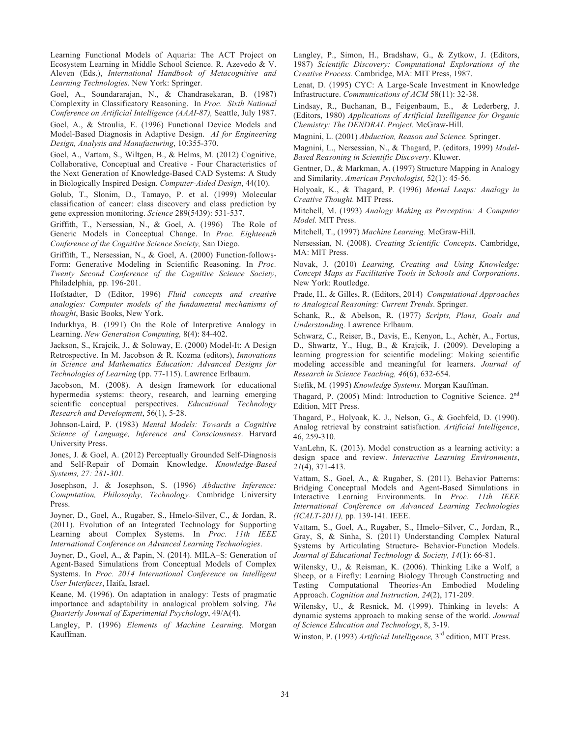Learning Functional Models of Aquaria: The ACT Project on Ecosystem Learning in Middle School Science. R. Azevedo & V. Aleven (Eds.), *International Handbook of Metacognitive and Learning Technologies*. New York: Springer.

Goel, A., Soundararajan, N., & Chandrasekaran, B. (1987) Complexity in Classificatory Reasoning. In *Proc. Sixth National Conference on Artificial Intelligence (AAAI-87),* Seattle, July 1987.

Goel, A., & Stroulia, E. (1996) Functional Device Models and Model-Based Diagnosis in Adaptive Design. *AI for Engineering Design, Analysis and Manufacturing*, 10:355-370.

Goel, A., Vattam, S., Wiltgen, B., & Helms, M. (2012) Cognitive, Collaborative, Conceptual and Creative - Four Characteristics of the Next Generation of Knowledge-Based CAD Systems: A Study in Biologically Inspired Design. *Computer-Aided Design*, 44(10).

Golub, T., Slonim, D., Tamayo, P. et al. (1999) Molecular classification of cancer: class discovery and class prediction by gene expression monitoring. *Science* 289(5439): 531-537.

Griffith, T., Nersessian, N., & Goel, A. (1996) The Role of Generic Models in Conceptual Change. In *Proc. Eighteenth Conference of the Cognitive Science Society,* San Diego.

Griffith, T., Nersessian, N., & Goel, A. (2000) Function-follows-Form: Generative Modeling in Scientific Reasoning. In *Proc. Twenty Second Conference of the Cognitive Science Society*, Philadelphia, pp. 196-201.

Hofstadter, D (Editor, 1996) *Fluid concepts and creative analogies: Computer models of the fundamental mechanisms of thought*, Basic Books, New York.

Indurkhya, B. (1991) On the Role of Interpretive Analogy in Learning. *New Generation Computing,* 8(4): 84-402.

Jackson, S., Krajcik, J., & Soloway, E. (2000) Model-It: A Design Retrospective. In M. Jacobson & R. Kozma (editors), *Innovations in Science and Mathematics Education: Advanced Designs for Technologies of Learning* (pp. 77-115). Lawrence Erlbaum.

Jacobson, M. (2008). A design framework for educational hypermedia systems: theory, research, and learning emerging scientific conceptual perspectives. *Educational Technology Research and Development*, 56(1), 5-28.

Johnson-Laird, P. (1983) *Mental Models: Towards a Cognitive Science of Language, Inference and Consciousness*. Harvard University Press.

Jones, J. & Goel, A. (2012) Perceptually Grounded Self-Diagnosis and Self-Repair of Domain Knowledge. *Knowledge-Based Systems, 27: 281-301.*

Josephson, J. & Josephson, S. (1996) *Abductive Inference: Computation, Philosophy, Technology.* Cambridge University Press.

Joyner, D., Goel, A., Rugaber, S., Hmelo-Silver, C., & Jordan, R. (2011). Evolution of an Integrated Technology for Supporting Learning about Complex Systems. In *Proc. 11th IEEE International Conference on Advanced Learning Technologies*.

Joyner, D., Goel, A., & Papin, N. (2014). MILA–S: Generation of Agent-Based Simulations from Conceptual Models of Complex Systems. In *Proc. 2014 International Conference on Intelligent User Interfaces*, Haifa, Israel.

Keane, M. (1996). On adaptation in analogy: Tests of pragmatic importance and adaptability in analogical problem solving. *The Quarterly Journal of Experimental Psychology*, 49/A(4).

Langley, P. (1996) *Elements of Machine Learning.* Morgan Kauffman.

Langley, P., Simon, H., Bradshaw, G., & Zytkow, J. (Editors, 1987) *Scientific Discovery: Computational Explorations of the Creative Process.* Cambridge, MA: MIT Press, 1987.

Lenat, D. (1995) CYC: A Large-Scale Investment in Knowledge Infrastructure. *Communications of ACM* 58(11): 32-38.

Lindsay, R., Buchanan, B., Feigenbaum, E., & Lederberg, J. (Editors, 1980) *Applications of Artificial Intelligence for Organic Chemistry: The DENDRAL Project.* McGraw-Hill.

Magnini, L. (2001) *Abduction, Reason and Science.* Springer.

Magnini, L., Nersessian, N., & Thagard, P. (editors, 1999) *Model-Based Reasoning in Scientific Discovery*. Kluwer.

Gentner, D., & Markman, A. (1997) Structure Mapping in Analogy and Similarity. *American Psychologist,* 52(1): 45-56.

Holyoak, K., & Thagard, P. (1996) *Mental Leaps: Analogy in Creative Thought.* MIT Press.

Mitchell, M. (1993) *Analogy Making as Perception: A Computer Model.* MIT Press.

Mitchell, T., (1997) *Machine Learning.* McGraw-Hill.

Nersessian, N. (2008). *Creating Scientific Concepts*. Cambridge, MA: MIT Press.

Novak, J. (2010) *Learning, Creating and Using Knowledge: Concept Maps as Facilitative Tools in Schools and Corporations*. New York: Routledge.

Prade, H., & Gilles, R. (Editors, 2014) *Computational Approaches to Analogical Reasoning: Current Trends*. Springer.

Schank, R., & Abelson, R. (1977) *Scripts, Plans, Goals and Understanding.* Lawrence Erlbaum.

Schwarz, C., Reiser, B., Davis, E., Kenyon, L., Achér, A., Fortus, D., Shwartz, Y., Hug, B., & Krajcik, J. (2009). Developing a learning progression for scientific modeling: Making scientific modeling accessible and meaningful for learners. *Journal of Research in Science Teaching, 46*(6), 632-654.

Stefik, M. (1995) *Knowledge Systems.* Morgan Kauffman.

Thagard, P. (2005) Mind: Introduction to Cognitive Science. 2nd Edition, MIT Press.

Thagard, P., Holyoak, K. J., Nelson, G., & Gochfeld, D. (1990). Analog retrieval by constraint satisfaction. *Artificial Intelligence*, 46, 259-310.

VanLehn, K. (2013). Model construction as a learning activity: a design space and review. *Interactive Learning Environments*, *21*(4), 371-413.

Vattam, S., Goel, A., & Rugaber, S. (2011). Behavior Patterns: Bridging Conceptual Models and Agent-Based Simulations in Interactive Learning Environments. In *Proc. 11th IEEE International Conference on Advanced Learning Technologies (ICALT-2011),* pp. 139-141. IEEE.

Vattam, S., Goel, A., Rugaber, S., Hmelo–Silver, C., Jordan, R., Gray, S, & Sinha, S. (2011) Understanding Complex Natural Systems by Articulating Structure- Behavior-Function Models. *Journal of Educational Technology & Society, 14*(1): 66-81.

Wilensky, U., & Reisman, K. (2006). Thinking Like a Wolf, a Sheep, or a Firefly: Learning Biology Through Constructing and Testing Computational Theories-An Embodied Modeling Approach. *Cognition and Instruction, 24*(2), 171-209.

Wilensky, U., & Resnick, M. (1999). Thinking in levels: A dynamic systems approach to making sense of the world. *Journal of Science Education and Technology*, 8, 3-19.

Winston, P. (1993) *Artificial Intelligence,* 3rd edition, MIT Press.